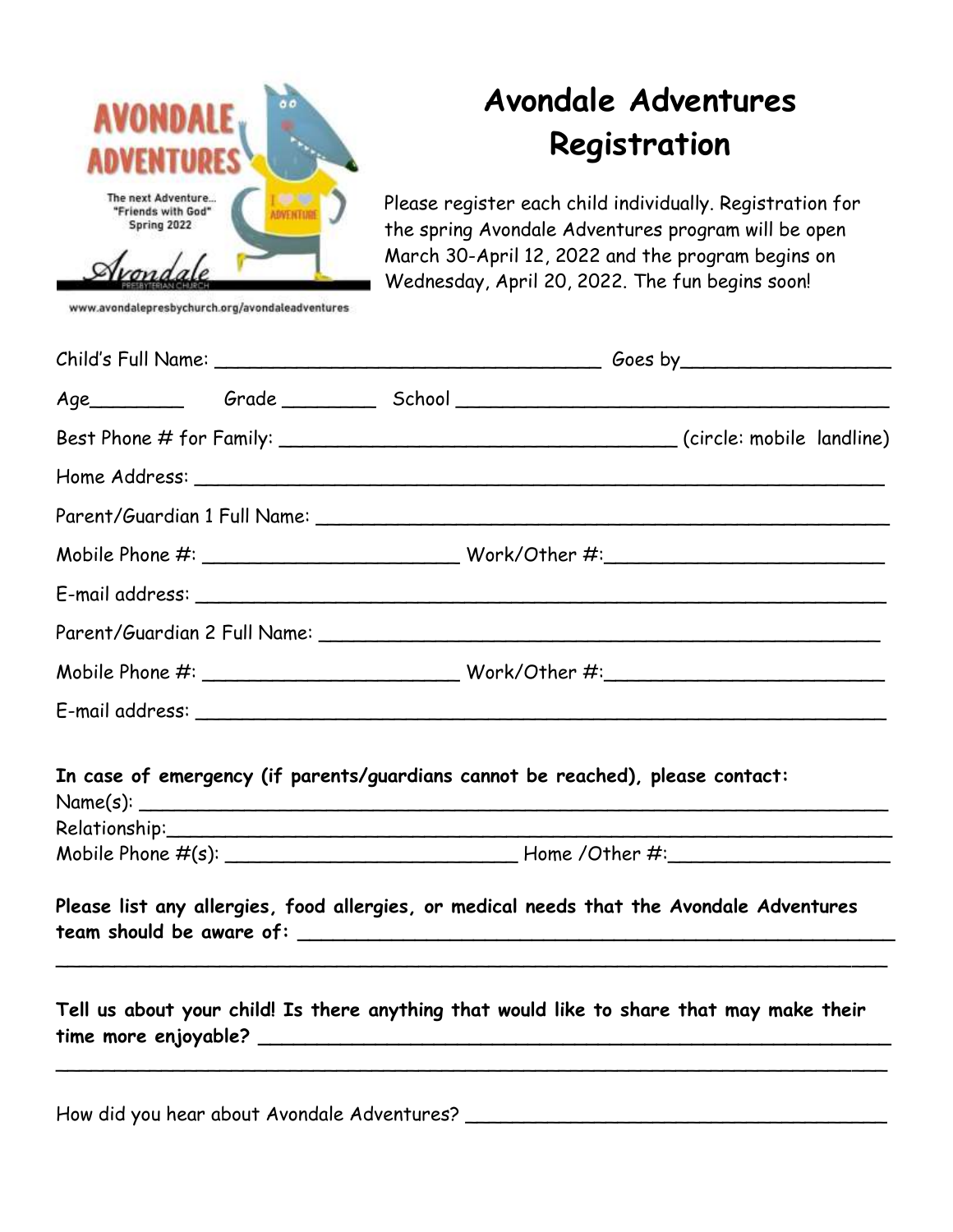AVONDALE ADVENTURES

The next Adventure...
"Friends with God"
Spring 2022

Avondale
PRESBYTERIAN CHURCH

www.avondalepresbychurch.org/avondaleadventures

# Avondale Adventures Registration

Please register each child individually. Registration for the spring Avondale Adventures program will be open March 30-April 12, 2022 and the program begins on Wednesday, April 20, 2022. The fun begins soon!

Child's Full Name: ____________________________________ Goes by____________________

Age_________ Grade _________ School ________________________________________

Best Phone # for Family: ___________________________________ (circle: mobile landline)

Home Address: _____________________________________________________________

Parent/Guardian 1 Full Name: ________________________________________________

Mobile Phone #: ________________________ Work/Other #:_________________________

E-mail address: _____________________________________________________________

Parent/Guardian 2 Full Name: ________________________________________________

Mobile Phone #: ________________________ Work/Other #:_________________________

E-mail address: _____________________________________________________________

**In case of emergency (if parents/guardians cannot be reached), please contact:**

Name(s): __________________________________________________________________

Relationship:_______________________________________________________________

Mobile Phone #(s): ___________________________ Home /Other #:____________________

**Please list any allergies, food allergies, or medical needs that the Avondale Adventures team should be aware of:** ___________________________________________________________

__________________________________________________________________________

**Tell us about your child! Is there anything that would like to share that may make their time more enjoyable?** ________________________________________________________

__________________________________________________________________________

How did you hear about Avondale Adventures? ____________________________________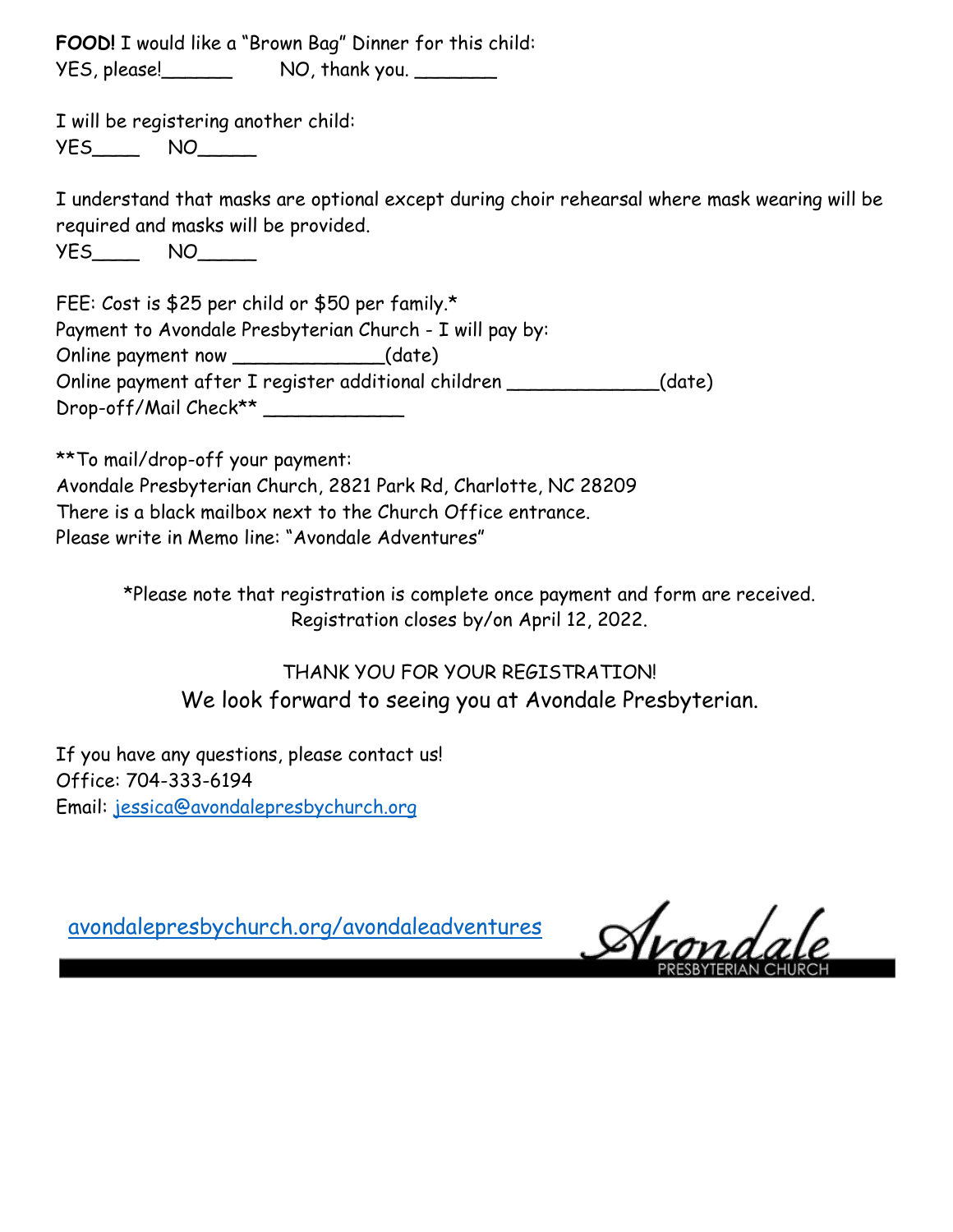**FOOD!** I would like a "Brown Bag" Dinner for this child:
YES, please!______ NO, thank you. _______

I will be registering another child:
YES____ NO_____

I understand that masks are optional except during choir rehearsal where mask wearing will be required and masks will be provided.
YES____ NO_____

FEE: Cost is $25 per child or $50 per family.*
Payment to Avondale Presbyterian Church - I will pay by:
Online payment now _____________(date)
Online payment after I register additional children _____________(date)
Drop-off/Mail Check** ____________

**To mail/drop-off your payment:
Avondale Presbyterian Church, 2821 Park Rd, Charlotte, NC 28209
There is a black mailbox next to the Church Office entrance.
Please write in Memo line: "Avondale Adventures"

*Please note that registration is complete once payment and form are received.
Registration closes by/on April 12, 2022.

THANK YOU FOR YOUR REGISTRATION!
We look forward to seeing you at Avondale Presbyterian.

If you have any questions, please contact us!
Office: 704-333-6194
Email: jessica@avondalepresbychurch.org

avondalepresbychurch.org/avondaleadventures

Avondale
PRESBYTERIAN CHURCH